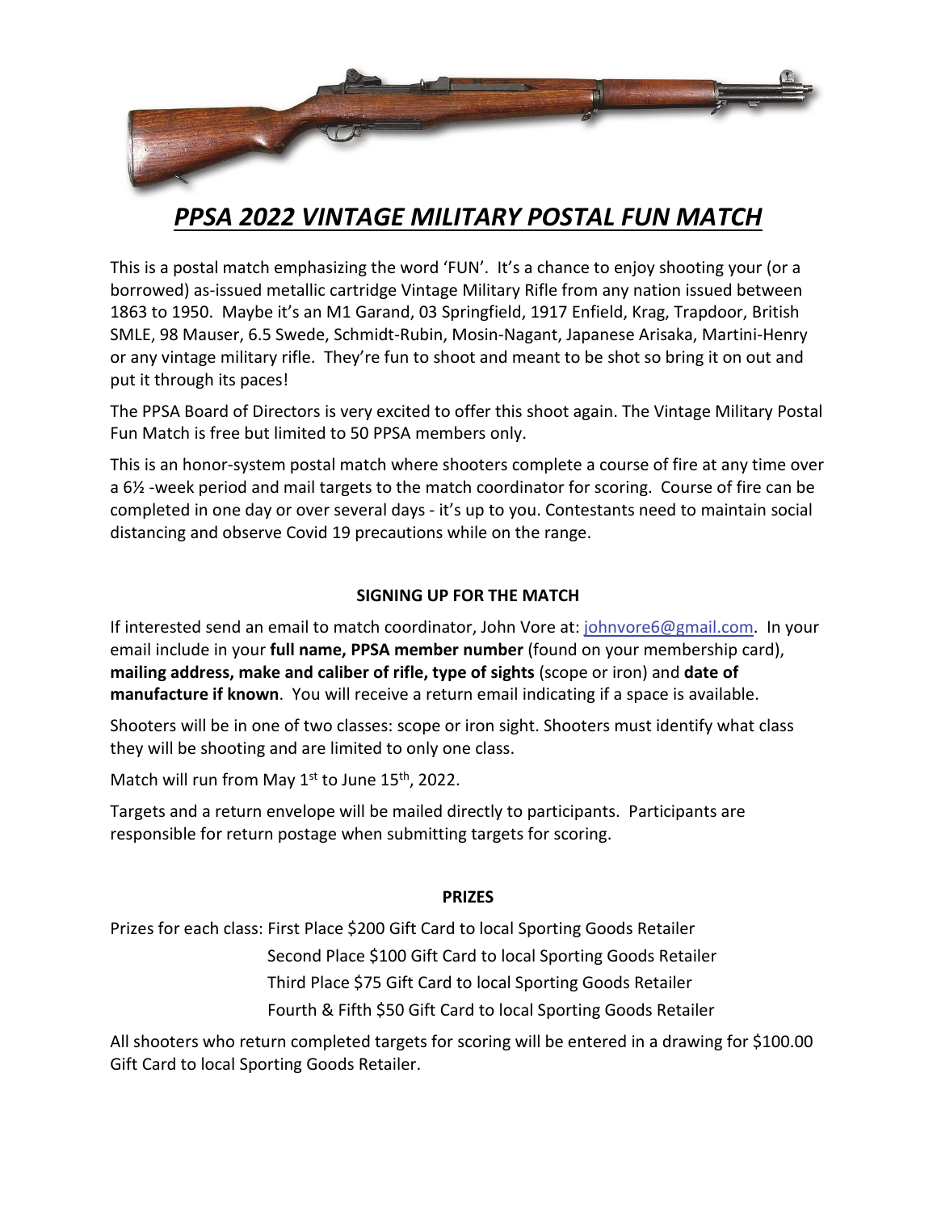# ***PPSA 2022 VINTAGE MILITARY POSTAL FUN MATCH***

This is a postal match emphasizing the word 'FUN'. It's a chance to enjoy shooting your (or a borrowed) as-issued metallic cartridge Vintage Military Rifle from any nation issued between 1863 to 1950. Maybe it's an M1 Garand, 03 Springfield, 1917 Enfield, Krag, Trapdoor, British SMLE, 98 Mauser, 6.5 Swede, Schmidt-Rubin, Mosin-Nagant, Japanese Arisaka, Martini-Henry or any vintage military rifle. They're fun to shoot and meant to be shot so bring it on out and put it through its paces!

The PPSA Board of Directors is very excited to offer this shoot again. The Vintage Military Postal Fun Match is free but limited to 50 PPSA members only.

This is an honor-system postal match where shooters complete a course of fire at any time over a 6½ -week period and mail targets to the match coordinator for scoring. Course of fire can be completed in one day or over several days - it's up to you. Contestants need to maintain social distancing and observe Covid 19 precautions while on the range.

## SIGNING UP FOR THE MATCH

If interested send an email to match coordinator, John Vore at: johnvore6@gmail.com. In your email include in your **full name, PPSA member number** (found on your membership card), **mailing address, make and caliber of rifle, type of sights** (scope or iron) and **date of manufacture if known**. You will receive a return email indicating if a space is available.

Shooters will be in one of two classes: scope or iron sight. Shooters must identify what class they will be shooting and are limited to only one class.

Match will run from May 1st to June 15th, 2022.

Targets and a return envelope will be mailed directly to participants. Participants are responsible for return postage when submitting targets for scoring.

## PRIZES

Prizes for each class: First Place $200 Gift Card to local Sporting Goods Retailer
Second Place $100 Gift Card to local Sporting Goods Retailer
Third Place $75 Gift Card to local Sporting Goods Retailer
Fourth & Fifth $50 Gift Card to local Sporting Goods Retailer

All shooters who return completed targets for scoring will be entered in a drawing for $100.00 Gift Card to local Sporting Goods Retailer.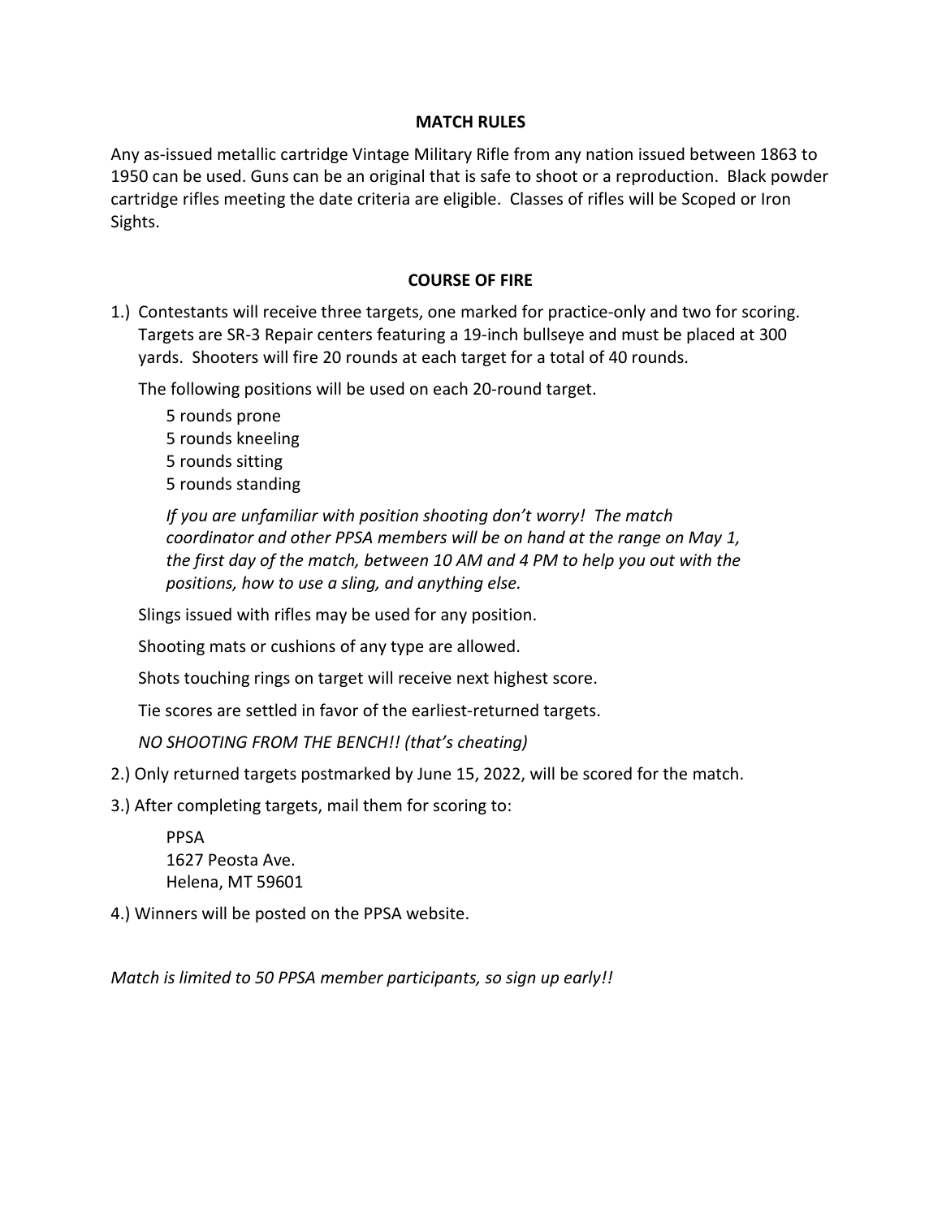**MATCH RULES**

Any as-issued metallic cartridge Vintage Military Rifle from any nation issued between 1863 to 1950 can be used. Guns can be an original that is safe to shoot or a reproduction. Black powder cartridge rifles meeting the date criteria are eligible. Classes of rifles will be Scoped or Iron Sights.

**COURSE OF FIRE**

1.) Contestants will receive three targets, one marked for practice-only and two for scoring. Targets are SR-3 Repair centers featuring a 19-inch bullseye and must be placed at 300 yards. Shooters will fire 20 rounds at each target for a total of 40 rounds.

    The following positions will be used on each 20-round target.

    5 rounds prone
    5 rounds kneeling
    5 rounds sitting
    5 rounds standing

    *If you are unfamiliar with position shooting don't worry! The match coordinator and other PPSA members will be on hand at the range on May 1, the first day of the match, between 10 AM and 4 PM to help you out with the positions, how to use a sling, and anything else.*

    Slings issued with rifles may be used for any position.

    Shooting mats or cushions of any type are allowed.

    Shots touching rings on target will receive next highest score.

    Tie scores are settled in favor of the earliest-returned targets.

    *NO SHOOTING FROM THE BENCH!! (that's cheating)*

2.) Only returned targets postmarked by June 15, 2022, will be scored for the match.

3.) After completing targets, mail them for scoring to:

    PPSA
    1627 Peosta Ave.
    Helena, MT 59601

4.) Winners will be posted on the PPSA website.

*Match is limited to 50 PPSA member participants, so sign up early!!*